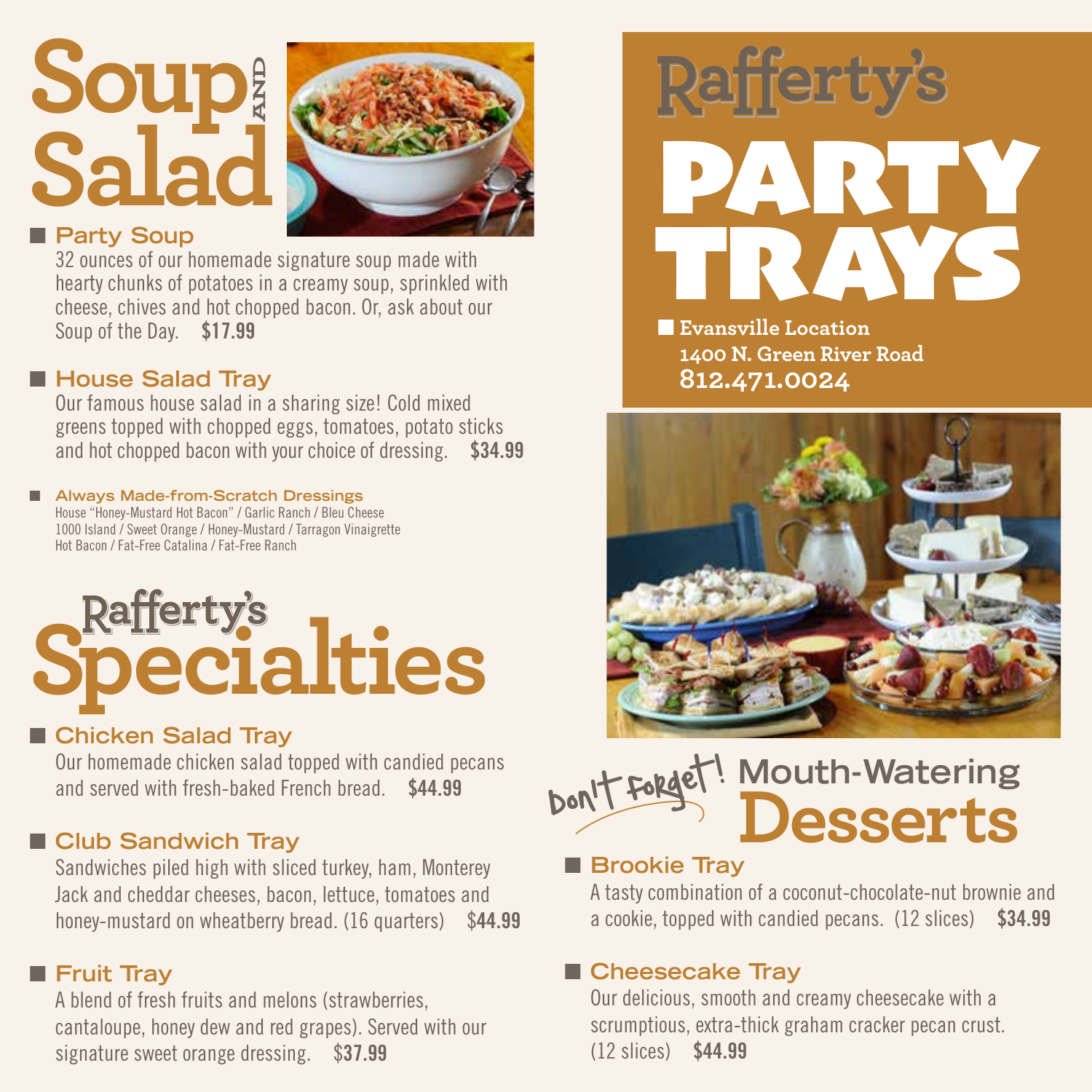# Soup AND Salad

## Party Soup

32 ounces of our homemade signature soup made with hearty chunks of potatoes in a creamy soup, sprinkled with cheese, chives and hot chopped bacon. Or, ask about our Soup of the Day. **$17.99**

## House Salad Tray

Our famous house salad in a sharing size! Cold mixed greens topped with chopped eggs, tomatoes, potato sticks and hot chopped bacon with your choice of dressing. **$34.99**

### Always Made-from-Scratch Dressings

House "Honey-Mustard Hot Bacon" / Garlic Ranch / Bleu Cheese
1000 Island / Sweet Orange / Honey-Mustard / Tarragon Vinaigrette
Hot Bacon / Fat-Free Catalina / Fat-Free Ranch

# Rafferty's Specialties

## Chicken Salad Tray

Our homemade chicken salad topped with candied pecans and served with fresh-baked French bread. **$44.99**

## Club Sandwich Tray

Sandwiches piled high with sliced turkey, ham, Monterey Jack and cheddar cheeses, bacon, lettuce, tomatoes and honey-mustard on wheatberry bread. (16 quarters) $**44.99**

## Fruit Tray

A blend of fresh fruits and melons (strawberries, cantaloupe, honey dew and red grapes). Served with our signature sweet orange dressing. $**37.99**

# Rafferty's PARTY TRAYS

**Evansville Location**
**1400 N. Green River Road**
**812.471.0024**

# Don't Forget! Mouth-Watering Desserts

## Brookie Tray

A tasty combination of a coconut-chocolate-nut brownie and a cookie, topped with candied pecans. (12 slices) **$34.99**

## Cheesecake Tray

Our delicious, smooth and creamy cheesecake with a scrumptious, extra-thick graham cracker pecan crust. (12 slices) **$44.99**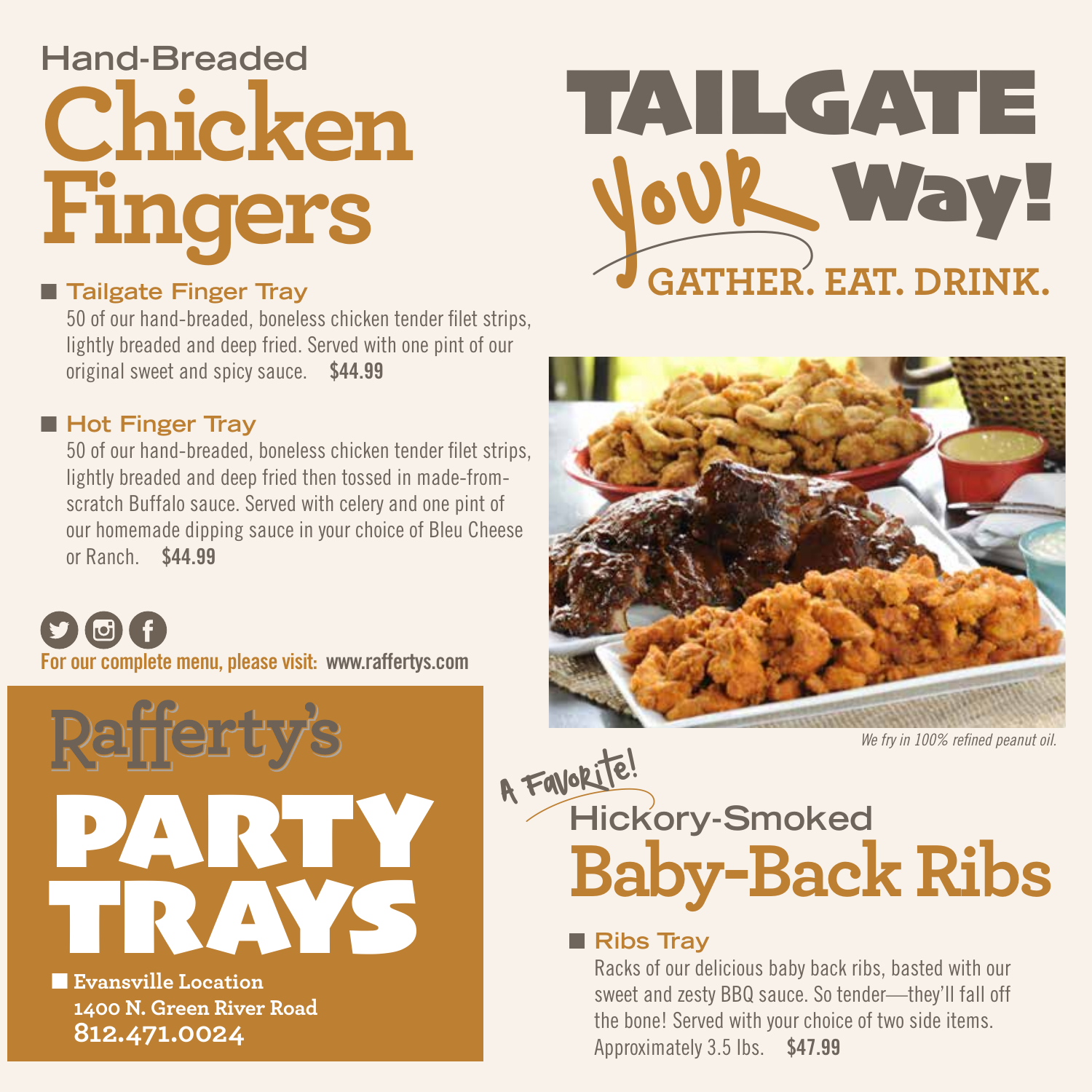## Hand-Breaded

# Chicken Fingers

### Tailgate Finger Tray

50 of our hand-breaded, boneless chicken tender filet strips, lightly breaded and deep fried. Served with one pint of our original sweet and spicy sauce. **$44.99**

### Hot Finger Tray

50 of our hand-breaded, boneless chicken tender filet strips, lightly breaded and deep fried then tossed in made-from-scratch Buffalo sauce. Served with celery and one pint of our homemade dipping sauce in your choice of Bleu Cheese or Ranch. **$44.99**

For our complete menu, please visit: **www.raffertys.com**

# Rafferty's

# PARTY TRAYS

**Evansville Location**
**1400 N. Green River Road**
**812.471.0024**

# TAILGATE Your Way!

## GATHER. EAT. DRINK.

*We fry in 100% refined peanut oil.*

A Favorite!

## Hickory-Smoked

# Baby-Back Ribs

### Ribs Tray

Racks of our delicious baby back ribs, basted with our sweet and zesty BBQ sauce. So tender—they'll fall off the bone! Served with your choice of two side items. Approximately 3.5 lbs. **$47.99**